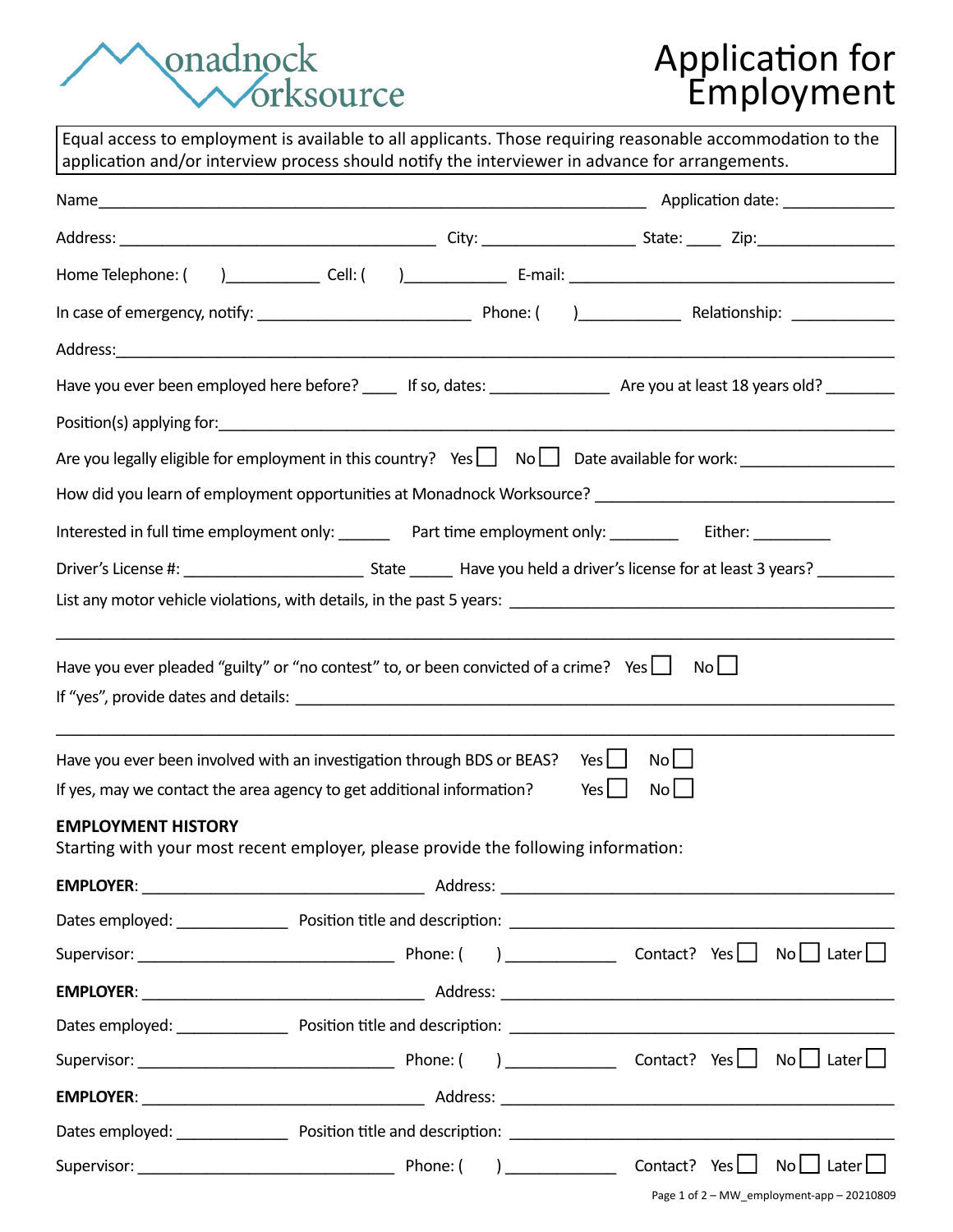Monadnock Worksource

# Application for Employment

Equal access to employment is available to all applicants. Those requiring reasonable accommodation to the application and/or interview process should notify the interviewer in advance for arrangements.

Name_____________________________________________ Application date: ____________

Address: ______________________________ City: ______________ State: ____ Zip:______________

Home Telephone: (    )__________ Cell: (    )___________ E-mail: ______________________________

In case of emergency, notify: ____________________ Phone: (    )__________ Relationship: ___________

Address:___________________________________________________________________________

Have you ever been employed here before? ____ If so, dates: ____________ Are you at least 18 years old? _______

Position(s) applying for:____________________________________________________________

Are you legally eligible for employment in this country? Yes ☐ No ☐ Date available for work: ______________

How did you learn of employment opportunities at Monadnock Worksource? ___________________________

Interested in full time employment only: ______ Part time employment only: ________ Either: _________

Driver's License #: __________________ State _____ Have you held a driver's license for at least 3 years? ________

List any motor vehicle violations, with details, in the past 5 years: ______________________________

___________________________________________________________________________

Have you ever pleaded "guilty" or "no contest" to, or been convicted of a crime? Yes ☐ No ☐

If "yes", provide dates and details: ______________________________________________________

___________________________________________________________________________

Have you ever been involved with an investigation through BDS or BEAS? Yes ☐ No ☐

If yes, may we contact the area agency to get additional information? Yes ☐ No ☐

**EMPLOYMENT HISTORY**

Starting with your most recent employer, please provide the following information:

**EMPLOYER**: ___________________________ Address: _____________________________________

Dates employed: ____________ Position title and description: __________________________________

Supervisor: _________________________ Phone: (    ) ___________ Contact? Yes ☐ No ☐ Later ☐

**EMPLOYER**: ___________________________ Address: _____________________________________

Dates employed: ____________ Position title and description: __________________________________

Supervisor: _________________________ Phone: (    ) ___________ Contact? Yes ☐ No ☐ Later ☐

**EMPLOYER**: ___________________________ Address: _____________________________________

Dates employed: ____________ Position title and description: __________________________________

Supervisor: _________________________ Phone: (    ) ___________ Contact? Yes ☐ No ☐ Later ☐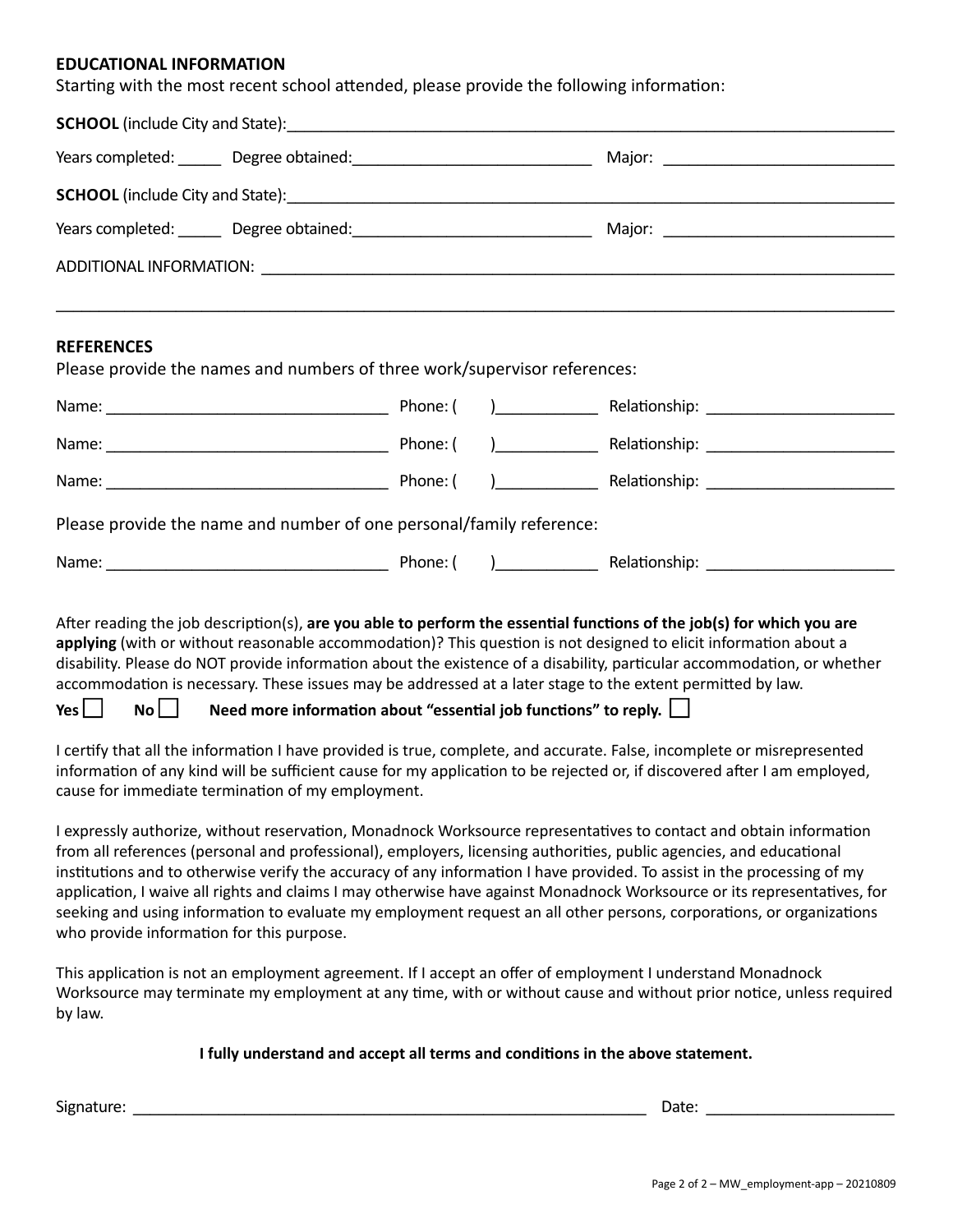**EDUCATIONAL INFORMATION**

Starting with the most recent school attended, please provide the following information:

**SCHOOL** (include City and State):_______________________________________________

Years completed: ______ Degree obtained:_____________________________ Major: ___________________________

**SCHOOL** (include City and State):_______________________________________________

Years completed: ______ Degree obtained:_____________________________ Major: ___________________________

ADDITIONAL INFORMATION: _______________________________________________

_______________________________________________________________________

**REFERENCES**

Please provide the names and numbers of three work/supervisor references:

Name: _________________________________ Phone: (    )____________ Relationship: ______________________

Name: _________________________________ Phone: (    )____________ Relationship: ______________________

Name: _________________________________ Phone: (    )____________ Relationship: ______________________

Please provide the name and number of one personal/family reference:

Name: _________________________________ Phone: (    )____________ Relationship: ______________________

After reading the job description(s), **are you able to perform the essential functions of the job(s) for which you are applying** (with or without reasonable accommodation)? This question is not designed to elicit information about a disability. Please do NOT provide information about the existence of a disability, particular accommodation, or whether accommodation is necessary. These issues may be addressed at a later stage to the extent permitted by law.

**Yes** ☐ **No** ☐ **Need more information about "essential job functions" to reply.** ☐

I certify that all the information I have provided is true, complete, and accurate. False, incomplete or misrepresented information of any kind will be sufficient cause for my application to be rejected or, if discovered after I am employed, cause for immediate termination of my employment.

I expressly authorize, without reservation, Monadnock Worksource representatives to contact and obtain information from all references (personal and professional), employers, licensing authorities, public agencies, and educational institutions and to otherwise verify the accuracy of any information I have provided. To assist in the processing of my application, I waive all rights and claims I may otherwise have against Monadnock Worksource or its representatives, for seeking and using information to evaluate my employment request an all other persons, corporations, or organizations who provide information for this purpose.

This application is not an employment agreement. If I accept an offer of employment I understand Monadnock Worksource may terminate my employment at any time, with or without cause and without prior notice, unless required by law.

**I fully understand and accept all terms and conditions in the above statement.**

Signature: ___________________________________________________________ Date: ______________________

MW_employment-app – 20210809